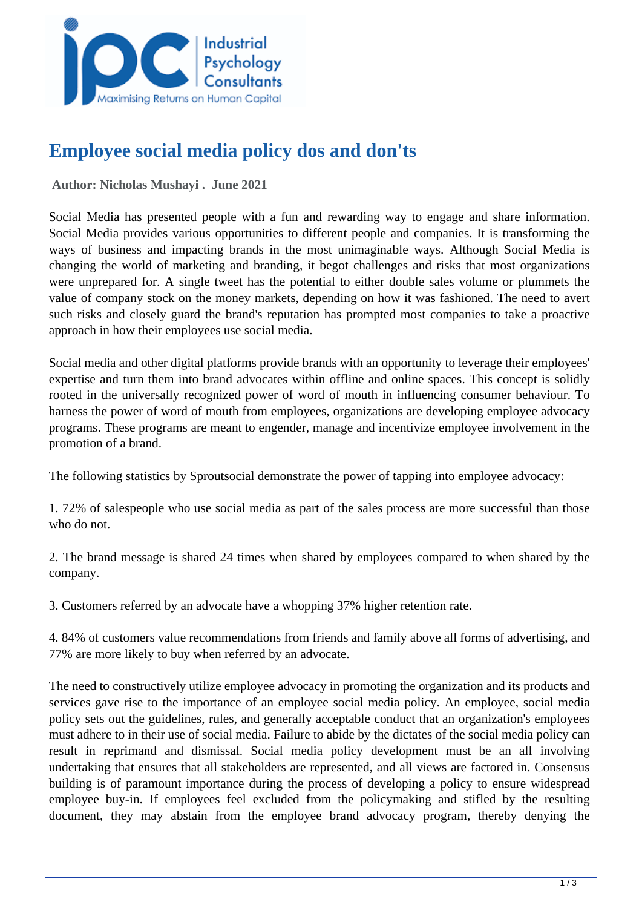# Employee social media policy dos and don'ts

**Author: Nicholas Mushayi . June 2021**

Social Media has presented people with a fun and rewarding way to engage and share information. Social Media provides various opportunities to different people and companies. It is transforming the ways of business and impacting brands in the most unimaginable ways. Although Social Media is changing the world of marketing and branding, it begot challenges and risks that most organizations were unprepared for. A single tweet has the potential to either double sales volume or plummets the value of company stock on the money markets, depending on how it was fashioned. The need to avert such risks and closely guard the brand's reputation has prompted most companies to take a proactive approach in how their employees use social media.

Social media and other digital platforms provide brands with an opportunity to leverage their employees' expertise and turn them into brand advocates within offline and online spaces. This concept is solidly rooted in the universally recognized power of word of mouth in influencing consumer behaviour. To harness the power of word of mouth from employees, organizations are developing employee advocacy programs. These programs are meant to engender, manage and incentivize employee involvement in the promotion of a brand.

The following statistics by Sproutsocial demonstrate the power of tapping into employee advocacy:

1. 72% of salespeople who use social media as part of the sales process are more successful than those who do not.

2. The brand message is shared 24 times when shared by employees compared to when shared by the company.

3. Customers referred by an advocate have a whopping 37% higher retention rate.

4. 84% of customers value recommendations from friends and family above all forms of advertising, and 77% are more likely to buy when referred by an advocate.

The need to constructively utilize employee advocacy in promoting the organization and its products and services gave rise to the importance of an employee social media policy. An employee, social media policy sets out the guidelines, rules, and generally acceptable conduct that an organization's employees must adhere to in their use of social media. Failure to abide by the dictates of the social media policy can result in reprimand and dismissal. Social media policy development must be an all involving undertaking that ensures that all stakeholders are represented, and all views are factored in. Consensus building is of paramount importance during the process of developing a policy to ensure widespread employee buy-in. If employees feel excluded from the policymaking and stifled by the resulting document, they may abstain from the employee brand advocacy program, thereby denying the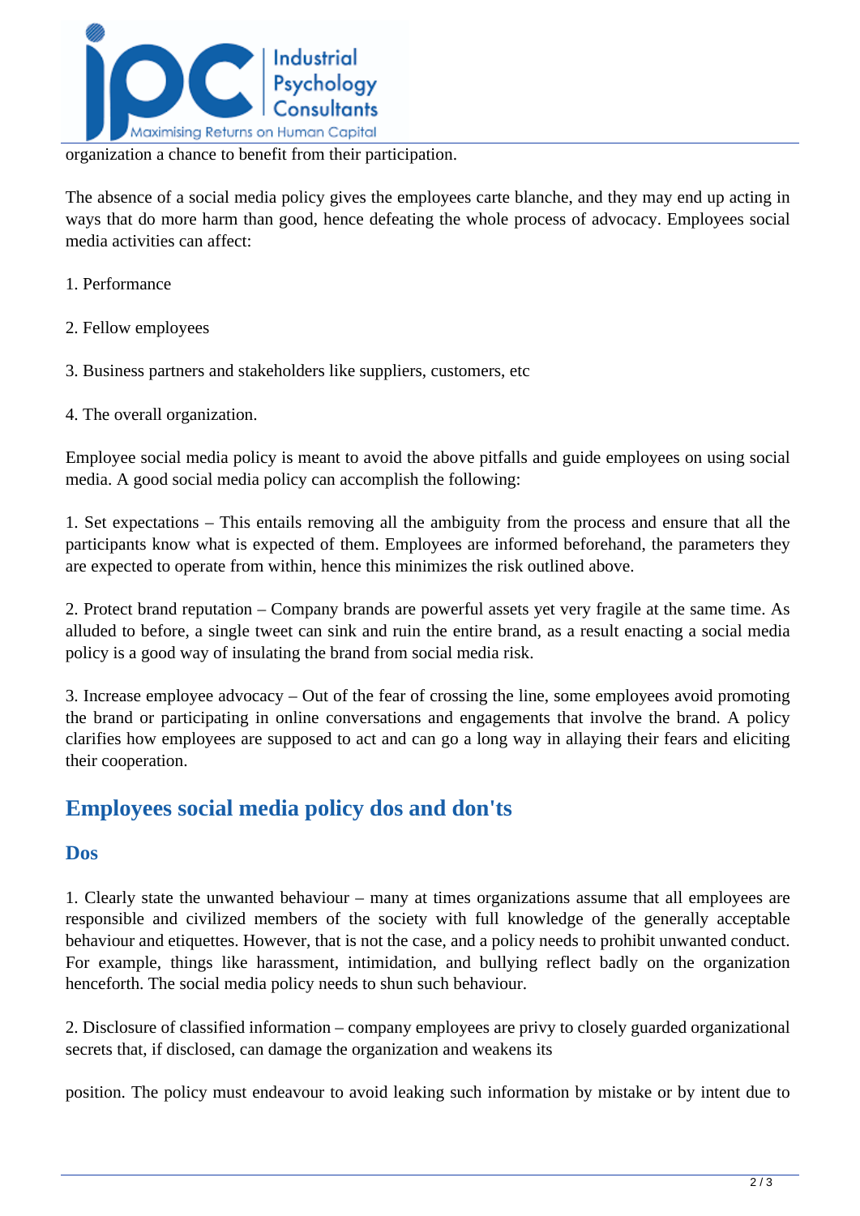organization a chance to benefit from their participation.

The absence of a social media policy gives the employees carte blanche, and they may end up acting in ways that do more harm than good, hence defeating the whole process of advocacy. Employees social media activities can affect:

1. Performance

2. Fellow employees

3. Business partners and stakeholders like suppliers, customers, etc

4. The overall organization.

Employee social media policy is meant to avoid the above pitfalls and guide employees on using social media. A good social media policy can accomplish the following:

1. Set expectations – This entails removing all the ambiguity from the process and ensure that all the participants know what is expected of them. Employees are informed beforehand, the parameters they are expected to operate from within, hence this minimizes the risk outlined above.

2. Protect brand reputation – Company brands are powerful assets yet very fragile at the same time. As alluded to before, a single tweet can sink and ruin the entire brand, as a result enacting a social media policy is a good way of insulating the brand from social media risk.

3. Increase employee advocacy – Out of the fear of crossing the line, some employees avoid promoting the brand or participating in online conversations and engagements that involve the brand. A policy clarifies how employees are supposed to act and can go a long way in allaying their fears and eliciting their cooperation.

## Employees social media policy dos and don'ts

### Dos

1. Clearly state the unwanted behaviour – many at times organizations assume that all employees are responsible and civilized members of the society with full knowledge of the generally acceptable behaviour and etiquettes. However, that is not the case, and a policy needs to prohibit unwanted conduct. For example, things like harassment, intimidation, and bullying reflect badly on the organization henceforth. The social media policy needs to shun such behaviour.

2. Disclosure of classified information – company employees are privy to closely guarded organizational secrets that, if disclosed, can damage the organization and weakens its position. The policy must endeavour to avoid leaking such information by mistake or by intent due to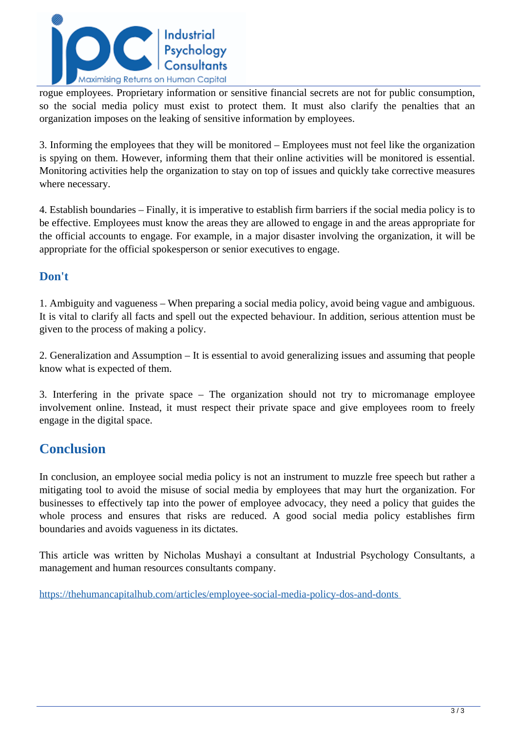rogue employees. Proprietary information or sensitive financial secrets are not for public consumption, so the social media policy must exist to protect them. It must also clarify the penalties that an organization imposes on the leaking of sensitive information by employees.

3. Informing the employees that they will be monitored – Employees must not feel like the organization is spying on them. However, informing them that their online activities will be monitored is essential. Monitoring activities help the organization to stay on top of issues and quickly take corrective measures where necessary.

4. Establish boundaries – Finally, it is imperative to establish firm barriers if the social media policy is to be effective. Employees must know the areas they are allowed to engage in and the areas appropriate for the official accounts to engage. For example, in a major disaster involving the organization, it will be appropriate for the official spokesperson or senior executives to engage.

### Don't

1. Ambiguity and vagueness – When preparing a social media policy, avoid being vague and ambiguous. It is vital to clarify all facts and spell out the expected behaviour. In addition, serious attention must be given to the process of making a policy.

2. Generalization and Assumption – It is essential to avoid generalizing issues and assuming that people know what is expected of them.

3. Interfering in the private space – The organization should not try to micromanage employee involvement online. Instead, it must respect their private space and give employees room to freely engage in the digital space.

## Conclusion

In conclusion, an employee social media policy is not an instrument to muzzle free speech but rather a mitigating tool to avoid the misuse of social media by employees that may hurt the organization. For businesses to effectively tap into the power of employee advocacy, they need a policy that guides the whole process and ensures that risks are reduced. A good social media policy establishes firm boundaries and avoids vagueness in its dictates.

This article was written by Nicholas Mushayi a consultant at Industrial Psychology Consultants, a management and human resources consultants company.

https://thehumancapitalhub.com/articles/employee-social-media-policy-dos-and-donts